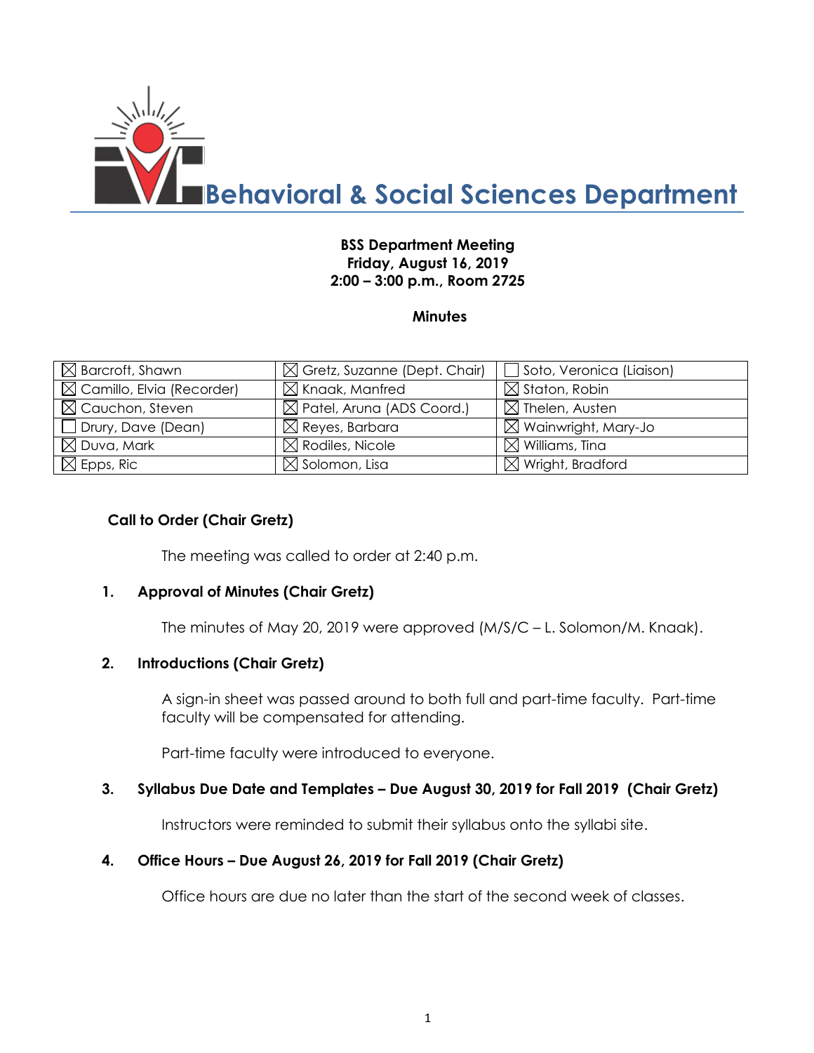# Behavioral & Social Sciences Department

**BSS Department Meeting**
**Friday, August 16, 2019**
**2:00 – 3:00 p.m., Room 2725**

**Minutes**

| | | |
|---|---|---|
| ☒ Barcroft, Shawn | ☒ Gretz, Suzanne (Dept. Chair) | ☐ Soto, Veronica (Liaison) |
| ☒ Camillo, Elvia (Recorder) | ☒ Knaak, Manfred | ☒ Staton, Robin |
| ☒ Cauchon, Steven | ☒ Patel, Aruna (ADS Coord.) | ☒ Thelen, Austen |
| ☐ Drury, Dave (Dean) | ☒ Reyes, Barbara | ☒ Wainwright, Mary-Jo |
| ☒ Duva, Mark | ☒ Rodiles, Nicole | ☒ Williams, Tina |
| ☒ Epps, Ric | ☒ Solomon, Lisa | ☒ Wright, Bradford |

**Call to Order (Chair Gretz)**

The meeting was called to order at 2:40 p.m.

**1. Approval of Minutes (Chair Gretz)**

The minutes of May 20, 2019 were approved (M/S/C – L. Solomon/M. Knaak).

**2. Introductions (Chair Gretz)**

A sign-in sheet was passed around to both full and part-time faculty. Part-time faculty will be compensated for attending.

Part-time faculty were introduced to everyone.

**3. Syllabus Due Date and Templates – Due August 30, 2019 for Fall 2019 (Chair Gretz)**

Instructors were reminded to submit their syllabus onto the syllabi site.

**4. Office Hours – Due August 26, 2019 for Fall 2019 (Chair Gretz)**

Office hours are due no later than the start of the second week of classes.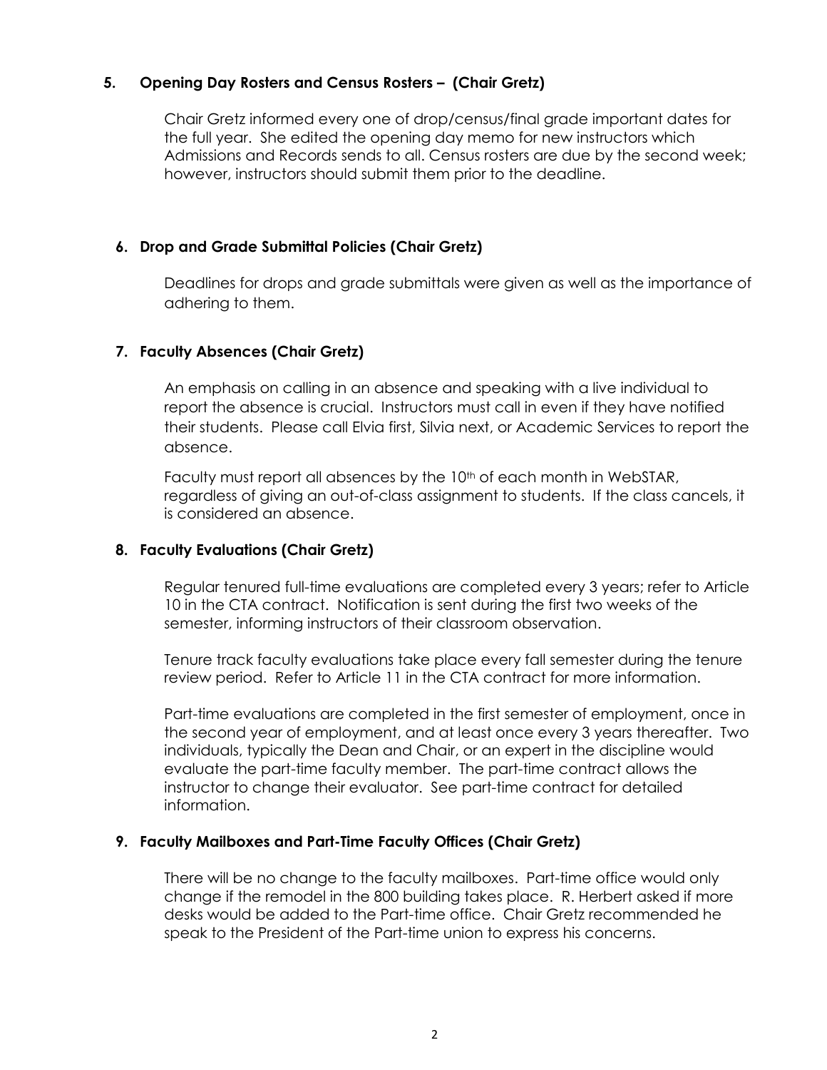**5. Opening Day Rosters and Census Rosters – (Chair Gretz)**

Chair Gretz informed every one of drop/census/final grade important dates for the full year. She edited the opening day memo for new instructors which Admissions and Records sends to all. Census rosters are due by the second week; however, instructors should submit them prior to the deadline.

**6. Drop and Grade Submittal Policies (Chair Gretz)**

Deadlines for drops and grade submittals were given as well as the importance of adhering to them.

**7. Faculty Absences (Chair Gretz)**

An emphasis on calling in an absence and speaking with a live individual to report the absence is crucial. Instructors must call in even if they have notified their students. Please call Elvia first, Silvia next, or Academic Services to report the absence.

Faculty must report all absences by the 10th of each month in WebSTAR, regardless of giving an out-of-class assignment to students. If the class cancels, it is considered an absence.

**8. Faculty Evaluations (Chair Gretz)**

Regular tenured full-time evaluations are completed every 3 years; refer to Article 10 in the CTA contract. Notification is sent during the first two weeks of the semester, informing instructors of their classroom observation.

Tenure track faculty evaluations take place every fall semester during the tenure review period. Refer to Article 11 in the CTA contract for more information.

Part-time evaluations are completed in the first semester of employment, once in the second year of employment, and at least once every 3 years thereafter. Two individuals, typically the Dean and Chair, or an expert in the discipline would evaluate the part-time faculty member. The part-time contract allows the instructor to change their evaluator. See part-time contract for detailed information.

**9. Faculty Mailboxes and Part-Time Faculty Offices (Chair Gretz)**

There will be no change to the faculty mailboxes. Part-time office would only change if the remodel in the 800 building takes place. R. Herbert asked if more desks would be added to the Part-time office. Chair Gretz recommended he speak to the President of the Part-time union to express his concerns.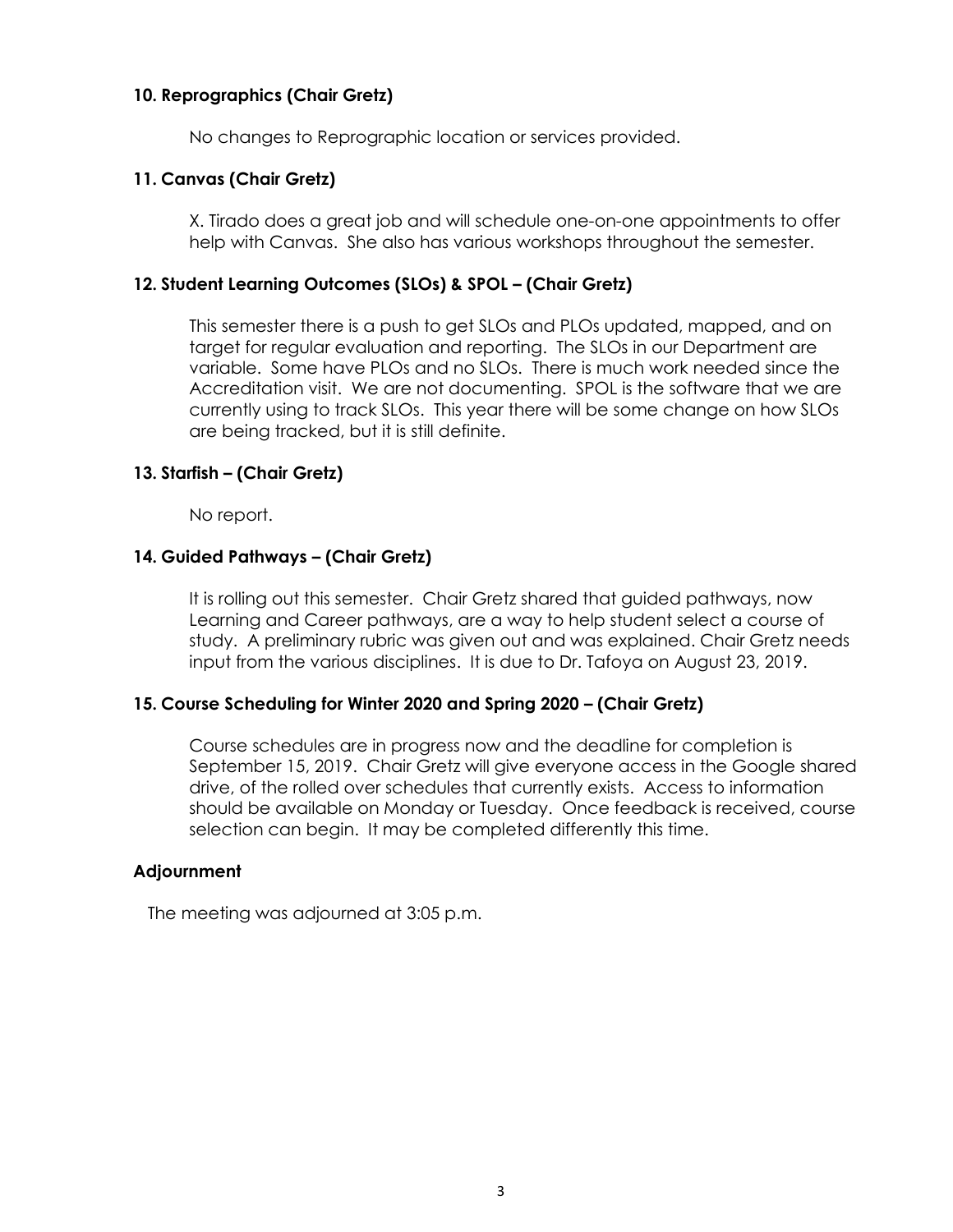**10. Reprographics (Chair Gretz)**

No changes to Reprographic location or services provided.

**11. Canvas (Chair Gretz)**

X. Tirado does a great job and will schedule one-on-one appointments to offer help with Canvas. She also has various workshops throughout the semester.

**12. Student Learning Outcomes (SLOs) & SPOL – (Chair Gretz)**

This semester there is a push to get SLOs and PLOs updated, mapped, and on target for regular evaluation and reporting. The SLOs in our Department are variable. Some have PLOs and no SLOs. There is much work needed since the Accreditation visit. We are not documenting. SPOL is the software that we are currently using to track SLOs. This year there will be some change on how SLOs are being tracked, but it is still definite.

**13. Starfish – (Chair Gretz)**

No report.

**14. Guided Pathways – (Chair Gretz)**

It is rolling out this semester. Chair Gretz shared that guided pathways, now Learning and Career pathways, are a way to help student select a course of study. A preliminary rubric was given out and was explained. Chair Gretz needs input from the various disciplines. It is due to Dr. Tafoya on August 23, 2019.

**15. Course Scheduling for Winter 2020 and Spring 2020 – (Chair Gretz)**

Course schedules are in progress now and the deadline for completion is September 15, 2019. Chair Gretz will give everyone access in the Google shared drive, of the rolled over schedules that currently exists. Access to information should be available on Monday or Tuesday. Once feedback is received, course selection can begin. It may be completed differently this time.

**Adjournment**

The meeting was adjourned at 3:05 p.m.